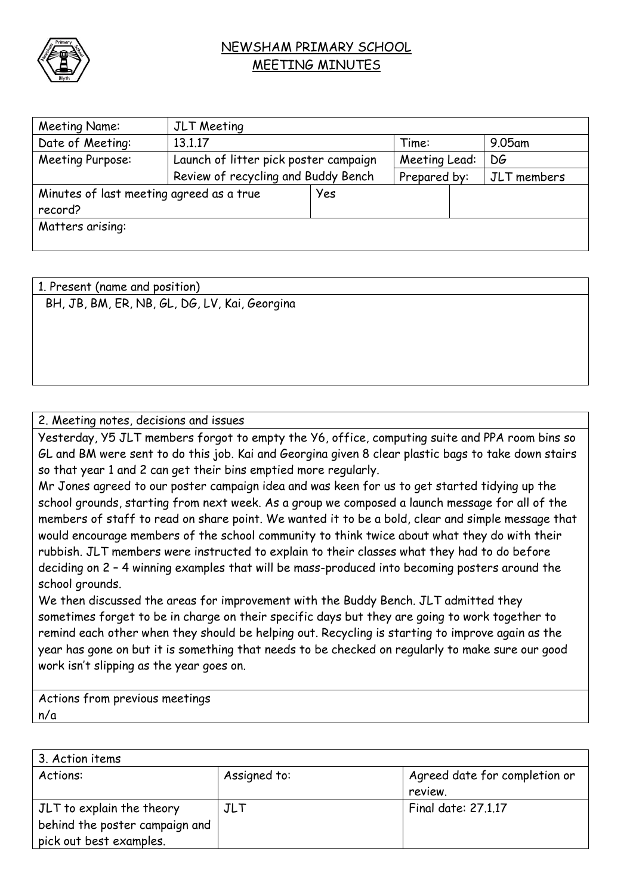# NEWSHAM PRIMARY SCHOOL
## MEETING MINUTES

| Meeting Name: | JLT Meeting | | | |
|---|---|---|---|---|
| Date of Meeting: | 13.1.17 | | Time: | 9.05am |
| Meeting Purpose: | Launch of litter pick poster campaign<br>Review of recycling and Buddy Bench | | Meeting Lead:<br>Prepared by: | DG<br>JLT members |
| Minutes of last meeting agreed as a true record? | | Yes | | |
| Matters arising: | | | | |

| 1. Present (name and position) |
|---|
| BH, JB, BM, ER, NB, GL, DG, LV, Kai, Georgina |

| 2. Meeting notes, decisions and issues |
|---|
| Yesterday, Y5 JLT members forgot to empty the Y6, office, computing suite and PPA room bins so GL and BM were sent to do this job. Kai and Georgina given 8 clear plastic bags to take down stairs so that year 1 and 2 can get their bins emptied more regularly.<br>Mr Jones agreed to our poster campaign idea and was keen for us to get started tidying up the school grounds, starting from next week. As a group we composed a launch message for all of the members of staff to read on share point. We wanted it to be a bold, clear and simple message that would encourage members of the school community to think twice about what they do with their rubbish. JLT members were instructed to explain to their classes what they had to do before deciding on 2 – 4 winning examples that will be mass-produced into becoming posters around the school grounds.<br>We then discussed the areas for improvement with the Buddy Bench. JLT admitted they sometimes forget to be in charge on their specific days but they are going to work together to remind each other when they should be helping out. Recycling is starting to improve again as the year has gone on but it is something that needs to be checked on regularly to make sure our good work isn't slipping as the year goes on. |
| Actions from previous meetings<br>n/a |

| 3. Action items | | |
|---|---|---|
| Actions: | Assigned to: | Agreed date for completion or review. |
| JLT to explain the theory behind the poster campaign and pick out best examples. | JLT | Final date: 27.1.17 |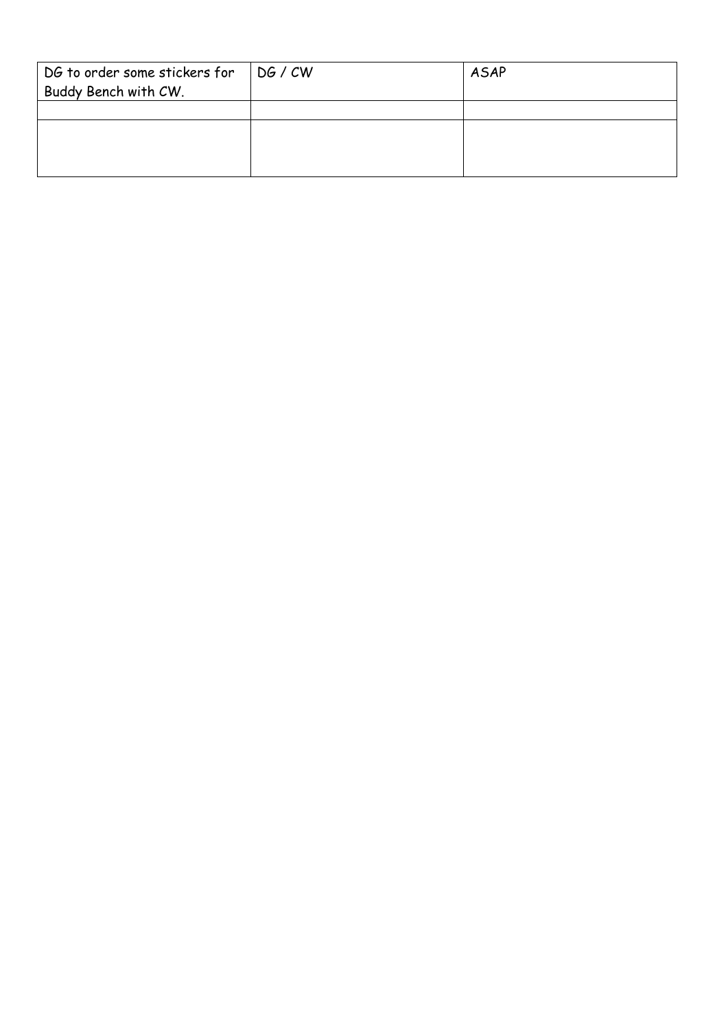| | | |
|---|---|---|
| DG to order some stickers for Buddy Bench with CW. | DG / CW | ASAP |
| | | |
| | | |